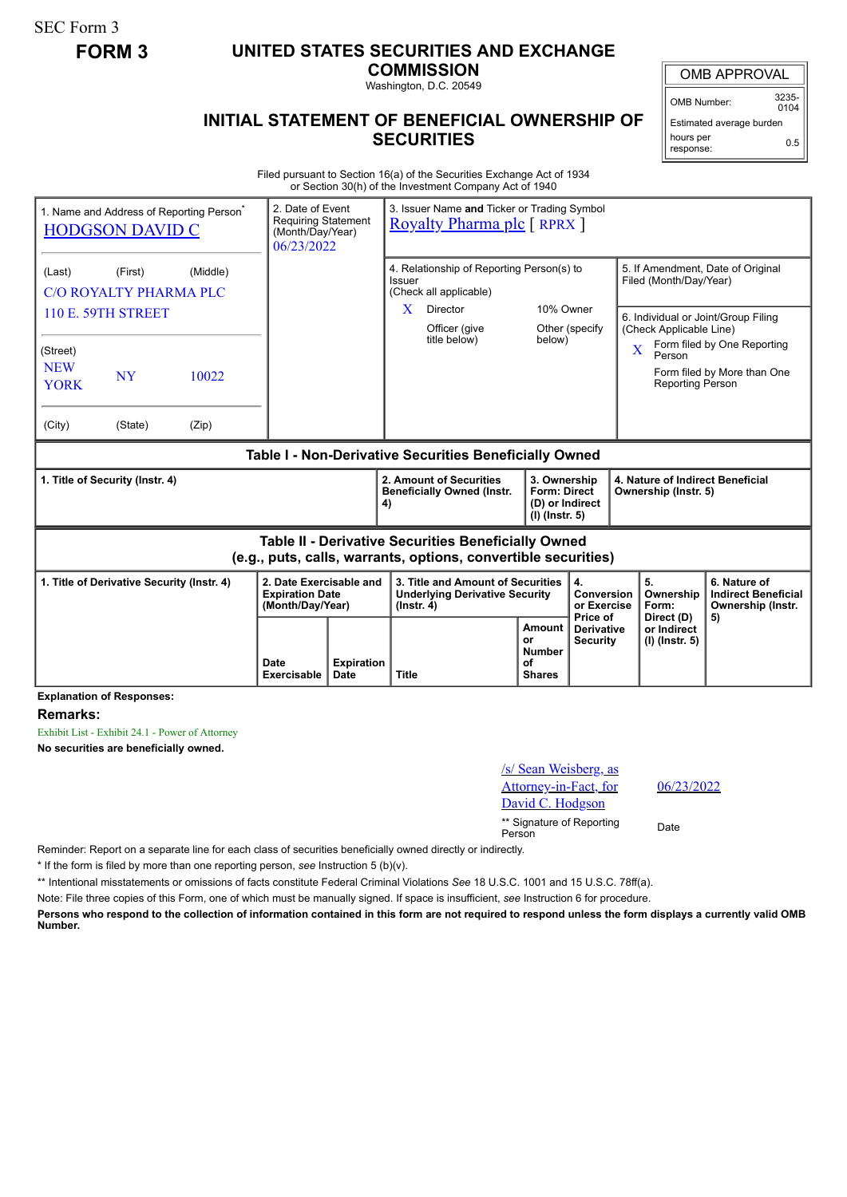SEC Form 3

**FORM 3**

# UNITED STATES SECURITIES AND EXCHANGE COMMISSION

Washington, D.C. 20549

## INITIAL STATEMENT OF BENEFICIAL OWNERSHIP OF SECURITIES

| OMB APPROVAL | |
|---|---|
| OMB Number: | 3235-0104 |
| Estimated average burden hours per response: | 0.5 |

Filed pursuant to Section 16(a) of the Securities Exchange Act of 1934 or Section 30(h) of the Investment Company Act of 1940

| 1. Name and Address of Reporting Person* | 2. Date of Event Requiring Statement (Month/Day/Year) | 3. Issuer Name **and** Ticker or Trading Symbol |
|---|---|---|
| HODGSON DAVID C | 06/23/2022 | Royalty Pharma plc [ RPRX ] |
| (Last) (First) (Middle)<br>C/O ROYALTY PHARMA PLC<br>110 E. 59TH STREET | | 4. Relationship of Reporting Person(s) to Issuer (Check all applicable)<br>X Director<br>10% Owner<br>Officer (give title below)<br>Other (specify below) |
| (Street)<br>NEW YORK NY 10022 | | 5. If Amendment, Date of Original Filed (Month/Day/Year) |
| (City) (State) (Zip) | | 6. Individual or Joint/Group Filing (Check Applicable Line)<br>X Form filed by One Reporting Person<br>Form filed by More than One Reporting Person |

**Table I - Non-Derivative Securities Beneficially Owned**

| 1. Title of Security (Instr. 4) | 2. Amount of Securities Beneficially Owned (Instr. 4) | 3. Ownership Form: Direct (D) or Indirect (I) (Instr. 5) | 4. Nature of Indirect Beneficial Ownership (Instr. 5) |
|---|---|---|---|

**Table II - Derivative Securities Beneficially Owned (e.g., puts, calls, warrants, options, convertible securities)**

| 1. Title of Derivative Security (Instr. 4) | 2. Date Exercisable and Expiration Date (Month/Day/Year) | | 3. Title and Amount of Securities Underlying Derivative Security (Instr. 4) | | 4. Conversion or Exercise Price of Derivative Security | 5. Ownership Form: Direct (D) or Indirect (I) (Instr. 5) | 6. Nature of Indirect Beneficial Ownership (Instr. 5) |
|---|---|---|---|---|---|---|---|
| | Date Exercisable | Expiration Date | Title | Amount or Number of Shares | | | |

**Explanation of Responses:**

**Remarks:**

Exhibit List - Exhibit 24.1 - Power of Attorney

**No securities are beneficially owned.**

| /s/ Sean Weisberg, as Attorney-in-Fact, for David C. Hodgson | 06/23/2022 |
|---|---|
| ** Signature of Reporting Person | Date |

Reminder: Report on a separate line for each class of securities beneficially owned directly or indirectly.

* If the form is filed by more than one reporting person, *see* Instruction 5 (b)(v).

** Intentional misstatements or omissions of facts constitute Federal Criminal Violations *See* 18 U.S.C. 1001 and 15 U.S.C. 78ff(a).

Note: File three copies of this Form, one of which must be manually signed. If space is insufficient, *see* Instruction 6 for procedure.

**Persons who respond to the collection of information contained in this form are not required to respond unless the form displays a currently valid OMB Number.**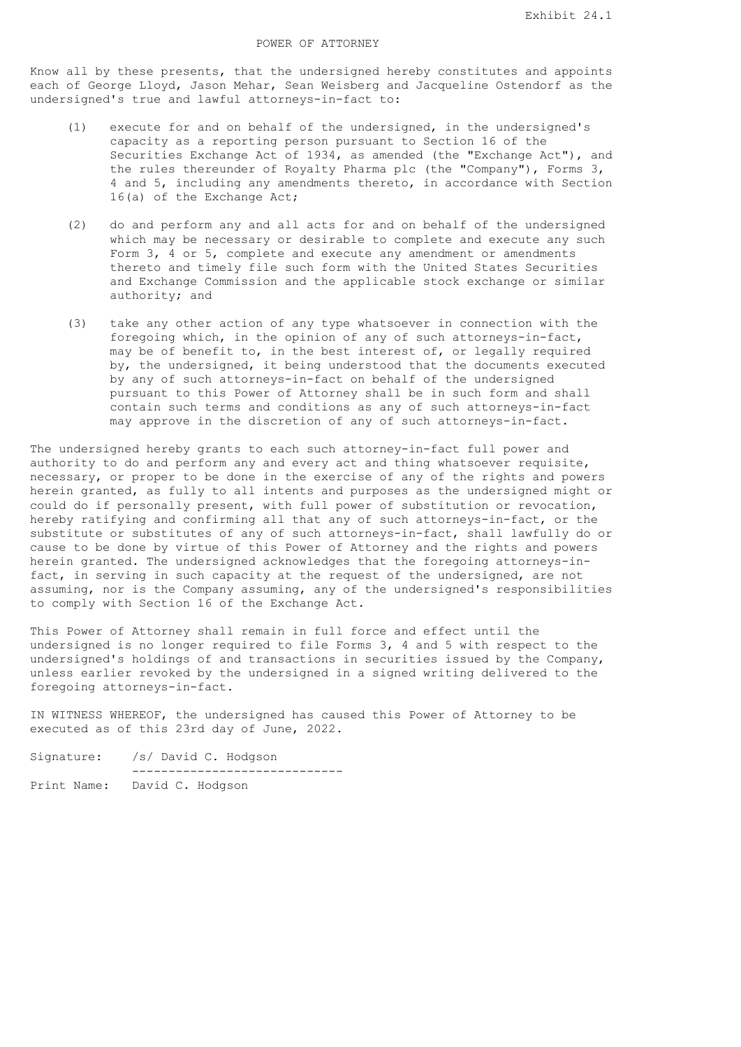Exhibit 24.1

# POWER OF ATTORNEY

Know all by these presents, that the undersigned hereby constitutes and appoints each of George Lloyd, Jason Mehar, Sean Weisberg and Jacqueline Ostendorf as the undersigned's true and lawful attorneys-in-fact to:

(1) execute for and on behalf of the undersigned, in the undersigned's capacity as a reporting person pursuant to Section 16 of the Securities Exchange Act of 1934, as amended (the "Exchange Act"), and the rules thereunder of Royalty Pharma plc (the "Company"), Forms 3, 4 and 5, including any amendments thereto, in accordance with Section 16(a) of the Exchange Act;

(2) do and perform any and all acts for and on behalf of the undersigned which may be necessary or desirable to complete and execute any such Form 3, 4 or 5, complete and execute any amendment or amendments thereto and timely file such form with the United States Securities and Exchange Commission and the applicable stock exchange or similar authority; and

(3) take any other action of any type whatsoever in connection with the foregoing which, in the opinion of any of such attorneys-in-fact, may be of benefit to, in the best interest of, or legally required by, the undersigned, it being understood that the documents executed by any of such attorneys-in-fact on behalf of the undersigned pursuant to this Power of Attorney shall be in such form and shall contain such terms and conditions as any of such attorneys-in-fact may approve in the discretion of any of such attorneys-in-fact.

The undersigned hereby grants to each such attorney-in-fact full power and authority to do and perform any and every act and thing whatsoever requisite, necessary, or proper to be done in the exercise of any of the rights and powers herein granted, as fully to all intents and purposes as the undersigned might or could do if personally present, with full power of substitution or revocation, hereby ratifying and confirming all that any of such attorneys-in-fact, or the substitute or substitutes of any of such attorneys-in-fact, shall lawfully do or cause to be done by virtue of this Power of Attorney and the rights and powers herein granted. The undersigned acknowledges that the foregoing attorneys-in-fact, in serving in such capacity at the request of the undersigned, are not assuming, nor is the Company assuming, any of the undersigned's responsibilities to comply with Section 16 of the Exchange Act.

This Power of Attorney shall remain in full force and effect until the undersigned is no longer required to file Forms 3, 4 and 5 with respect to the undersigned's holdings of and transactions in securities issued by the Company, unless earlier revoked by the undersigned in a signed writing delivered to the foregoing attorneys-in-fact.

IN WITNESS WHEREOF, the undersigned has caused this Power of Attorney to be executed as of this 23rd day of June, 2022.

Signature: /s/ David C. Hodgson

Print Name: David C. Hodgson